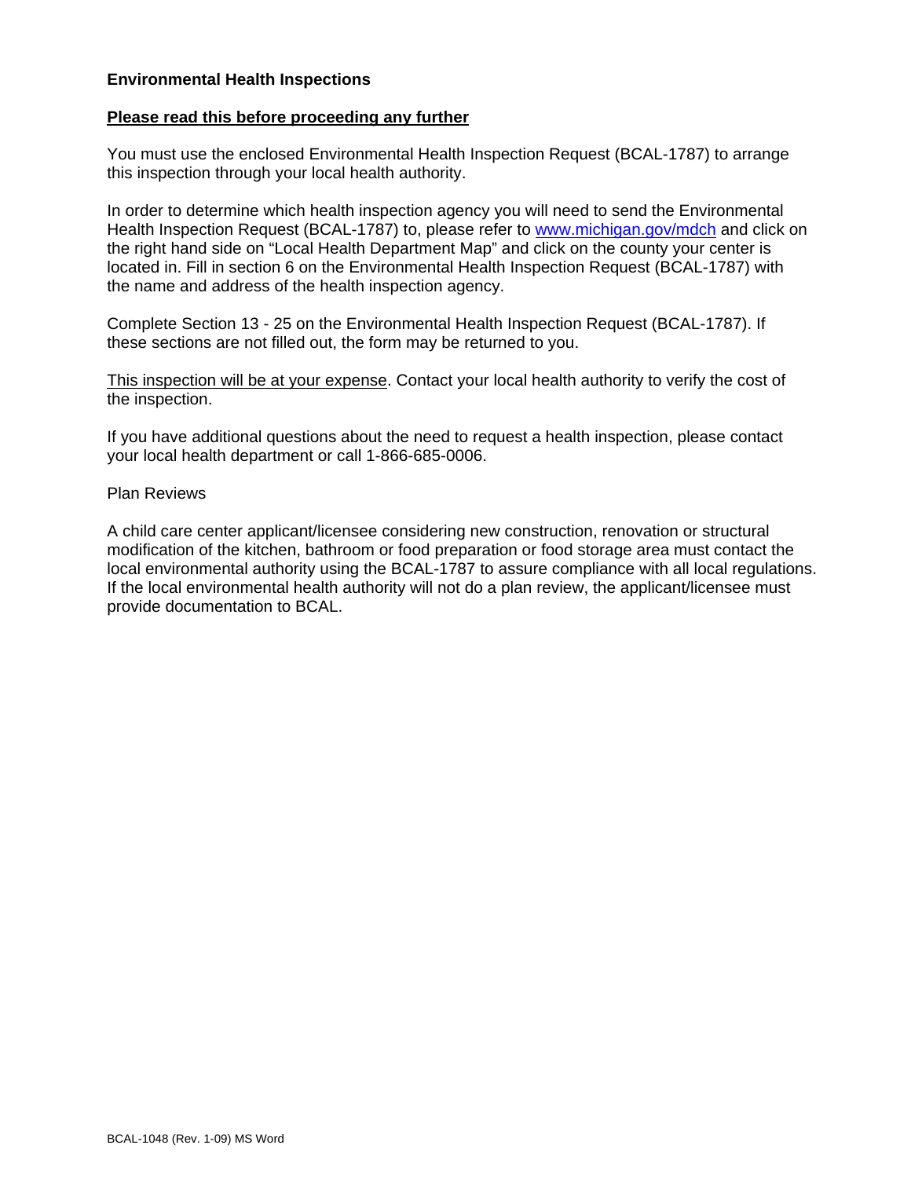**Environmental Health Inspections**

**Please read this before proceeding any further**

You must use the enclosed Environmental Health Inspection Request (BCAL-1787) to arrange this inspection through your local health authority.

In order to determine which health inspection agency you will need to send the Environmental Health Inspection Request (BCAL-1787) to, please refer to [www.michigan.gov/mdch](http://www.michigan.gov/mdch) and click on the right hand side on "Local Health Department Map" and click on the county your center is located in. Fill in section 6 on the Environmental Health Inspection Request (BCAL-1787) with the name and address of the health inspection agency.

Complete Section 13 - 25 on the Environmental Health Inspection Request (BCAL-1787). If these sections are not filled out, the form may be returned to you.

This inspection will be at your expense. Contact your local health authority to verify the cost of the inspection.

If you have additional questions about the need to request a health inspection, please contact your local health department or call 1-866-685-0006.

Plan Reviews

A child care center applicant/licensee considering new construction, renovation or structural modification of the kitchen, bathroom or food preparation or food storage area must contact the local environmental authority using the BCAL-1787 to assure compliance with all local regulations. If the local environmental health authority will not do a plan review, the applicant/licensee must provide documentation to BCAL.

BCAL-1048 (Rev. 1-09) MS Word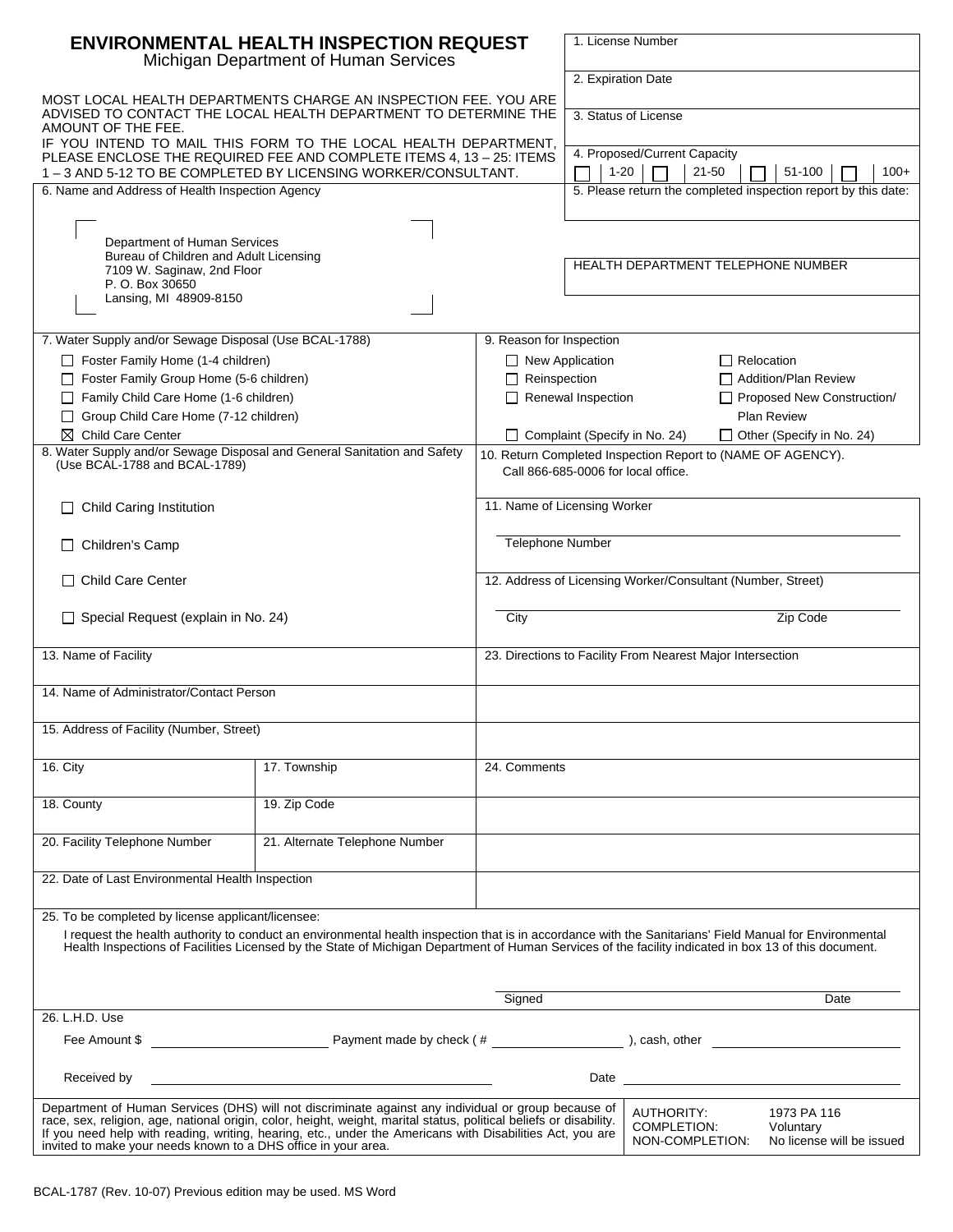# ENVIRONMENTAL HEALTH INSPECTION REQUEST

Michigan Department of Human Services

MOST LOCAL HEALTH DEPARTMENTS CHARGE AN INSPECTION FEE. YOU ARE ADVISED TO CONTACT THE LOCAL HEALTH DEPARTMENT TO DETERMINE THE AMOUNT OF THE FEE.

IF YOU INTEND TO MAIL THIS FORM TO THE LOCAL HEALTH DEPARTMENT, PLEASE ENCLOSE THE REQUIRED FEE AND COMPLETE ITEMS 4, 13 – 25: ITEMS 1 – 3 AND 5-12 TO BE COMPLETED BY LICENSING WORKER/CONSULTANT.

1. License Number

2. Expiration Date

3. Status of License

4. Proposed/Current Capacity
☐ 1-20 ☐ 21-50 ☐ 51-100 ☐ 100+

5. Please return the completed inspection report by this date:

6. Name and Address of Health Inspection Agency

Department of Human Services
Bureau of Children and Adult Licensing
7109 W. Saginaw, 2nd Floor
P. O. Box 30650
Lansing, MI 48909-8150

HEALTH DEPARTMENT TELEPHONE NUMBER

7. Water Supply and/or Sewage Disposal (Use BCAL-1788)

- ☐ Foster Family Home (1-4 children)
- ☐ Foster Family Group Home (5-6 children)
- ☐ Family Child Care Home (1-6 children)
- ☐ Group Child Care Home (7-12 children)
- ☒ Child Care Center

8. Water Supply and/or Sewage Disposal and General Sanitation and Safety (Use BCAL-1788 and BCAL-1789)

- ☐ Child Caring Institution
- ☐ Children's Camp
- ☐ Child Care Center
- ☐ Special Request (explain in No. 24)

9. Reason for Inspection

- ☐ New Application
- ☐ Reinspection
- ☐ Renewal Inspection
- ☐ Complaint (Specify in No. 24)
- ☐ Relocation
- ☐ Addition/Plan Review
- ☐ Proposed New Construction/ Plan Review
- ☐ Other (Specify in No. 24)

10. Return Completed Inspection Report to (NAME OF AGENCY).
Call 866-685-0006 for local office.

11. Name of Licensing Worker

Telephone Number

12. Address of Licensing Worker/Consultant (Number, Street)

City Zip Code

13. Name of Facility

14. Name of Administrator/Contact Person

15. Address of Facility (Number, Street)

16. City

17. Township

18. County

19. Zip Code

20. Facility Telephone Number

21. Alternate Telephone Number

22. Date of Last Environmental Health Inspection

23. Directions to Facility From Nearest Major Intersection

24. Comments

25. To be completed by license applicant/licensee:

I request the health authority to conduct an environmental health inspection that is in accordance with the Sanitarians' Field Manual for Environmental Health Inspections of Facilities Licensed by the State of Michigan Department of Human Services of the facility indicated in box 13 of this document.

Signed Date

26. L.H.D. Use

Fee Amount $ ______ Payment made by check ( # ______ ), cash, other ______

Received by ______ Date ______

Department of Human Services (DHS) will not discriminate against any individual or group because of race, sex, religion, age, national origin, color, height, weight, marital status, political beliefs or disability. If you need help with reading, writing, hearing, etc., under the Americans with Disabilities Act, you are invited to make your needs known to a DHS office in your area.

| | |
|---|---|
| AUTHORITY: | 1973 PA 116 |
| COMPLETION: | Voluntary |
| NON-COMPLETION: | No license will be issued |

BCAL-1787 (Rev. 10-07) Previous edition may be used. MS Word